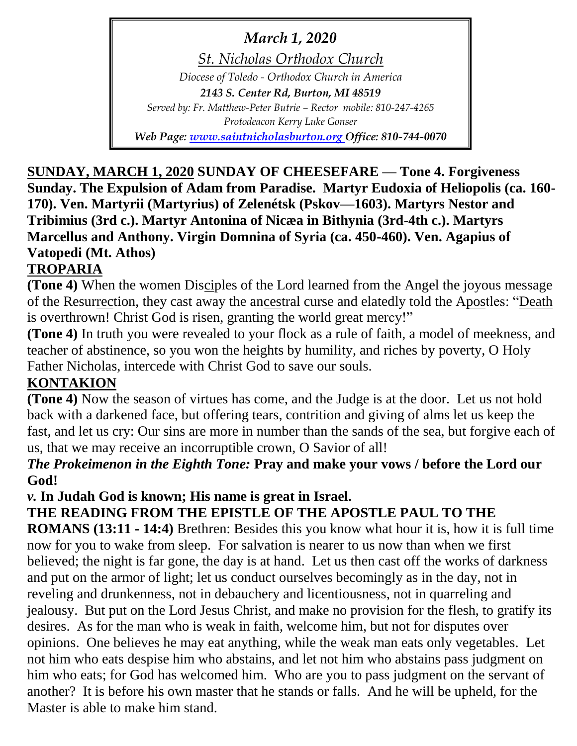*March 1, 2020*

*St. Nicholas Orthodox Church*

*Diocese of Toledo - Orthodox Church in America*

***2143 S. Center Rd, Burton, MI 48519***

*Served by: Fr. Matthew-Peter Butrie – Rector mobile: 810-247-4265*

*Protodeacon Kerry Luke Gonser*

***Web Page: [www.saintnicholasburton.org](http://www.saintnicholasburton.org) Office: 810-744-0070***

**SUNDAY, MARCH 1, 2020 SUNDAY OF CHEESEFARE — Tone 4. Forgiveness Sunday. The Expulsion of Adam from Paradise. Martyr Eudoxia of Heliopolis (ca. 160-170). Ven. Martyrii (Martyrius) of Zelenétsk (Pskov—1603). Martyrs Nestor and Tribimius (3rd c.). Martyr Antonina of Nicæa in Bithynia (3rd-4th c.). Martyrs Marcellus and Anthony. Virgin Domnina of Syria (ca. 450-460). Ven. Agapius of Vatopedi (Mt. Athos)**

## TROPARIA

**(Tone 4)** When the women Disciples of the Lord learned from the Angel the joyous message of the Resurrection, they cast away the ancestral curse and elatedly told the Apostles: "Death is overthrown! Christ God is risen, granting the world great mercy!"

**(Tone 4)** In truth you were revealed to your flock as a rule of faith, a model of meekness, and teacher of abstinence, so you won the heights by humility, and riches by poverty, O Holy Father Nicholas, intercede with Christ God to save our souls.

## KONTAKION

**(Tone 4)** Now the season of virtues has come, and the Judge is at the door. Let us not hold back with a darkened face, but offering tears, contrition and giving of alms let us keep the fast, and let us cry: Our sins are more in number than the sands of the sea, but forgive each of us, that we may receive an incorruptible crown, O Savior of all!

***The Prokeimenon in the Eighth Tone:*** **Pray and make your vows / before the Lord our God!**

***v.*** **In Judah God is known; His name is great in Israel.**

**THE READING FROM THE EPISTLE OF THE APOSTLE PAUL TO THE ROMANS (13:11 - 14:4)** Brethren: Besides this you know what hour it is, how it is full time now for you to wake from sleep. For salvation is nearer to us now than when we first believed; the night is far gone, the day is at hand. Let us then cast off the works of darkness and put on the armor of light; let us conduct ourselves becomingly as in the day, not in reveling and drunkenness, not in debauchery and licentiousness, not in quarreling and jealousy. But put on the Lord Jesus Christ, and make no provision for the flesh, to gratify its desires. As for the man who is weak in faith, welcome him, but not for disputes over opinions. One believes he may eat anything, while the weak man eats only vegetables. Let not him who eats despise him who abstains, and let not him who abstains pass judgment on him who eats; for God has welcomed him. Who are you to pass judgment on the servant of another? It is before his own master that he stands or falls. And he will be upheld, for the Master is able to make him stand.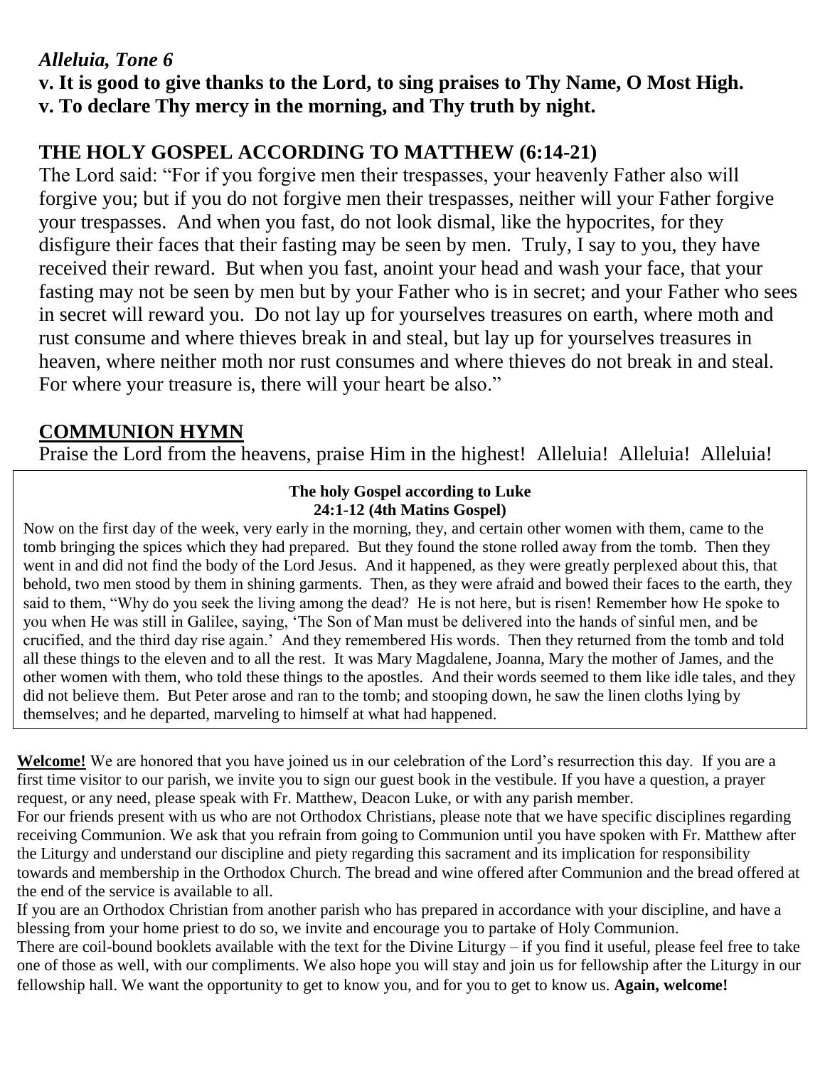***Alleluia, Tone 6***

**v. It is good to give thanks to the Lord, to sing praises to Thy Name, O Most High.**
**v. To declare Thy mercy in the morning, and Thy truth by night.**

## THE HOLY GOSPEL ACCORDING TO MATTHEW (6:14-21)

The Lord said: "For if you forgive men their trespasses, your heavenly Father also will forgive you; but if you do not forgive men their trespasses, neither will your Father forgive your trespasses. And when you fast, do not look dismal, like the hypocrites, for they disfigure their faces that their fasting may be seen by men. Truly, I say to you, they have received their reward. But when you fast, anoint your head and wash your face, that your fasting may not be seen by men but by your Father who is in secret; and your Father who sees in secret will reward you. Do not lay up for yourselves treasures on earth, where moth and rust consume and where thieves break in and steal, but lay up for yourselves treasures in heaven, where neither moth nor rust consumes and where thieves do not break in and steal. For where your treasure is, there will your heart be also."

## COMMUNION HYMN

Praise the Lord from the heavens, praise Him in the highest! Alleluia! Alleluia! Alleluia!

**The holy Gospel according to Luke**
**24:1-12 (4th Matins Gospel)**

Now on the first day of the week, very early in the morning, they, and certain other women with them, came to the tomb bringing the spices which they had prepared. But they found the stone rolled away from the tomb. Then they went in and did not find the body of the Lord Jesus. And it happened, as they were greatly perplexed about this, that behold, two men stood by them in shining garments. Then, as they were afraid and bowed their faces to the earth, they said to them, "Why do you seek the living among the dead? He is not here, but is risen! Remember how He spoke to you when He was still in Galilee, saying, 'The Son of Man must be delivered into the hands of sinful men, and be crucified, and the third day rise again.' And they remembered His words. Then they returned from the tomb and told all these things to the eleven and to all the rest. It was Mary Magdalene, Joanna, Mary the mother of James, and the other women with them, who told these things to the apostles. And their words seemed to them like idle tales, and they did not believe them. But Peter arose and ran to the tomb; and stooping down, he saw the linen cloths lying by themselves; and he departed, marveling to himself at what had happened.

**Welcome!** We are honored that you have joined us in our celebration of the Lord's resurrection this day. If you are a first time visitor to our parish, we invite you to sign our guest book in the vestibule. If you have a question, a prayer request, or any need, please speak with Fr. Matthew, Deacon Luke, or with any parish member.

For our friends present with us who are not Orthodox Christians, please note that we have specific disciplines regarding receiving Communion. We ask that you refrain from going to Communion until you have spoken with Fr. Matthew after the Liturgy and understand our discipline and piety regarding this sacrament and its implication for responsibility towards and membership in the Orthodox Church. The bread and wine offered after Communion and the bread offered at the end of the service is available to all.

If you are an Orthodox Christian from another parish who has prepared in accordance with your discipline, and have a blessing from your home priest to do so, we invite and encourage you to partake of Holy Communion.

There are coil-bound booklets available with the text for the Divine Liturgy – if you find it useful, please feel free to take one of those as well, with our compliments. We also hope you will stay and join us for fellowship after the Liturgy in our fellowship hall. We want the opportunity to get to know you, and for you to get to know us. **Again, welcome!**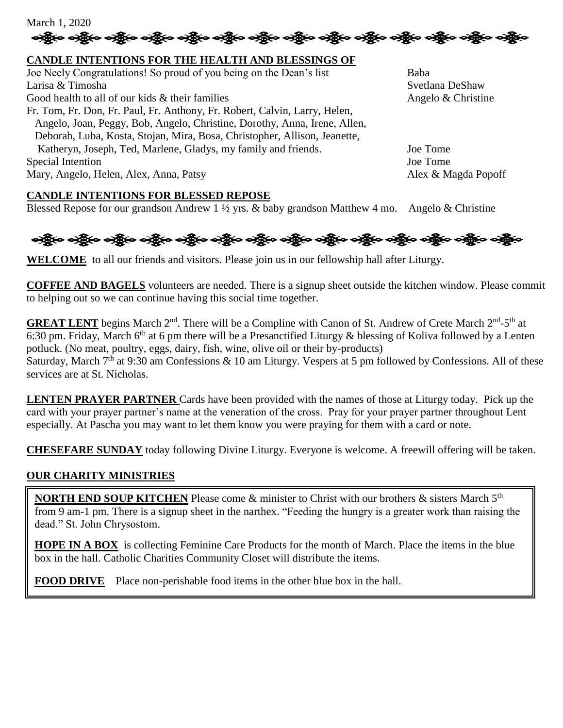March 1, 2020

## CANDLE INTENTIONS FOR THE HEALTH AND BLESSINGS OF

| | |
|---|---|
| Joe Neely Congratulations! So proud of you being on the Dean's list | Baba |
| Larisa & Timosha | Svetlana DeShaw |
| Good health to all of our kids & their families | Angelo & Christine |
| Fr. Tom, Fr. Don, Fr. Paul, Fr. Anthony, Fr. Robert, Calvin, Larry, Helen, Angelo, Joan, Peggy, Bob, Angelo, Christine, Dorothy, Anna, Irene, Allen, Deborah, Luba, Kosta, Stojan, Mira, Bosa, Christopher, Allison, Jeanette, Katheryn, Joseph, Ted, Marlene, Gladys, my family and friends. | Joe Tome |
| Special Intention | Joe Tome |
| Mary, Angelo, Helen, Alex, Anna, Patsy | Alex & Magda Popoff |

## CANDLE INTENTIONS FOR BLESSED REPOSE

Blessed Repose for our grandson Andrew 1 ½ yrs. & baby grandson Matthew 4 mo. Angelo & Christine

**WELCOME** to all our friends and visitors. Please join us in our fellowship hall after Liturgy.

**COFFEE AND BAGELS** volunteers are needed. There is a signup sheet outside the kitchen window. Please commit to helping out so we can continue having this social time together.

**GREAT LENT** begins March 2nd. There will be a Compline with Canon of St. Andrew of Crete March 2nd-5th at 6:30 pm. Friday, March 6th at 6 pm there will be a Presanctified Liturgy & blessing of Koliva followed by a Lenten potluck. (No meat, poultry, eggs, dairy, fish, wine, olive oil or their by-products)
Saturday, March 7th at 9:30 am Confessions & 10 am Liturgy. Vespers at 5 pm followed by Confessions. All of these services are at St. Nicholas.

**LENTEN PRAYER PARTNER** Cards have been provided with the names of those at Liturgy today. Pick up the card with your prayer partner's name at the veneration of the cross. Pray for your prayer partner throughout Lent especially. At Pascha you may want to let them know you were praying for them with a card or note.

**CHESEFARE SUNDAY** today following Divine Liturgy. Everyone is welcome. A freewill offering will be taken.

## OUR CHARITY MINISTRIES

**NORTH END SOUP KITCHEN** Please come & minister to Christ with our brothers & sisters March 5th from 9 am-1 pm. There is a signup sheet in the narthex. "Feeding the hungry is a greater work than raising the dead." St. John Chrysostom.

**HOPE IN A BOX** is collecting Feminine Care Products for the month of March. Place the items in the blue box in the hall. Catholic Charities Community Closet will distribute the items.

**FOOD DRIVE** Place non-perishable food items in the other blue box in the hall.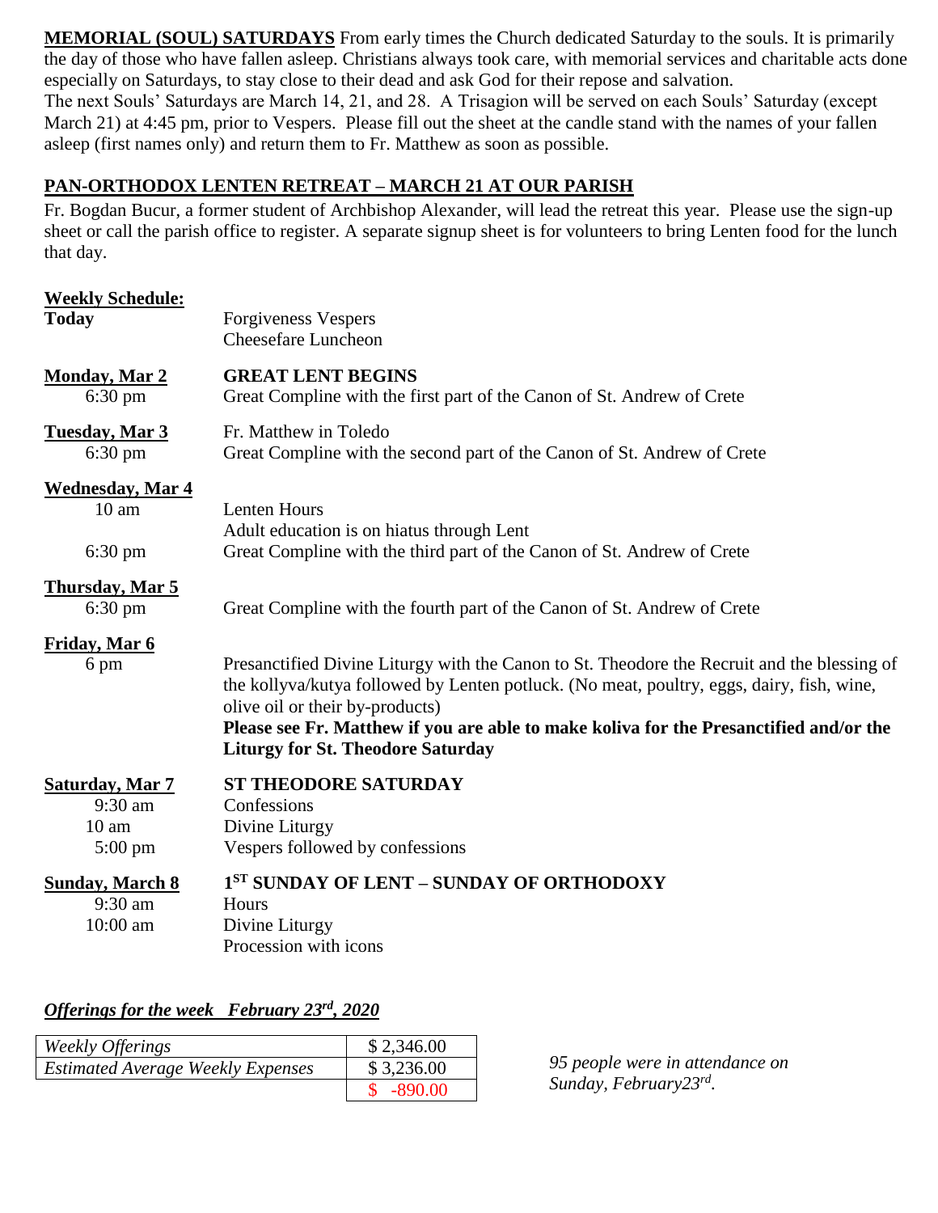**MEMORIAL (SOUL) SATURDAYS** From early times the Church dedicated Saturday to the souls. It is primarily the day of those who have fallen asleep. Christians always took care, with memorial services and charitable acts done especially on Saturdays, to stay close to their dead and ask God for their repose and salvation.
The next Souls' Saturdays are March 14, 21, and 28. A Trisagion will be served on each Souls' Saturday (except March 21) at 4:45 pm, prior to Vespers. Please fill out the sheet at the candle stand with the names of your fallen asleep (first names only) and return them to Fr. Matthew as soon as possible.

**PAN-ORTHODOX LENTEN RETREAT – MARCH 21 AT OUR PARISH**

Fr. Bogdan Bucur, a former student of Archbishop Alexander, will lead the retreat this year. Please use the sign-up sheet or call the parish office to register. A separate signup sheet is for volunteers to bring Lenten food for the lunch that day.

**Weekly Schedule:**

**Today**
Forgiveness Vespers
Cheesefare Luncheon

**Monday, Mar 2** — **GREAT LENT BEGINS**
6:30 pm — Great Compline with the first part of the Canon of St. Andrew of Crete

**Tuesday, Mar 3** — Fr. Matthew in Toledo
6:30 pm — Great Compline with the second part of the Canon of St. Andrew of Crete

**Wednesday, Mar 4**
10 am — Lenten Hours
Adult education is on hiatus through Lent
6:30 pm — Great Compline with the third part of the Canon of St. Andrew of Crete

**Thursday, Mar 5**
6:30 pm — Great Compline with the fourth part of the Canon of St. Andrew of Crete

**Friday, Mar 6**
6 pm — Presanctified Divine Liturgy with the Canon to St. Theodore the Recruit and the blessing of the kollyva/kutya followed by Lenten potluck. (No meat, poultry, eggs, dairy, fish, wine, olive oil or their by-products)
**Please see Fr. Matthew if you are able to make koliva for the Presanctified and/or the Liturgy for St. Theodore Saturday**

**Saturday, Mar 7** — **ST THEODORE SATURDAY**
9:30 am — Confessions
10 am — Divine Liturgy
5:00 pm — Vespers followed by confessions

**Sunday, March 8** — **1ST SUNDAY OF LENT – SUNDAY OF ORTHODOXY**
9:30 am — Hours
10:00 am — Divine Liturgy
Procession with icons

***Offerings for the week February 23rd, 2020***

| | |
|---|---|
| *Weekly Offerings* | $ 2,346.00 |
| *Estimated Average Weekly Expenses* | $ 3,236.00 |
| | $ -890.00 |

*95 people were in attendance on Sunday, February23rd.*